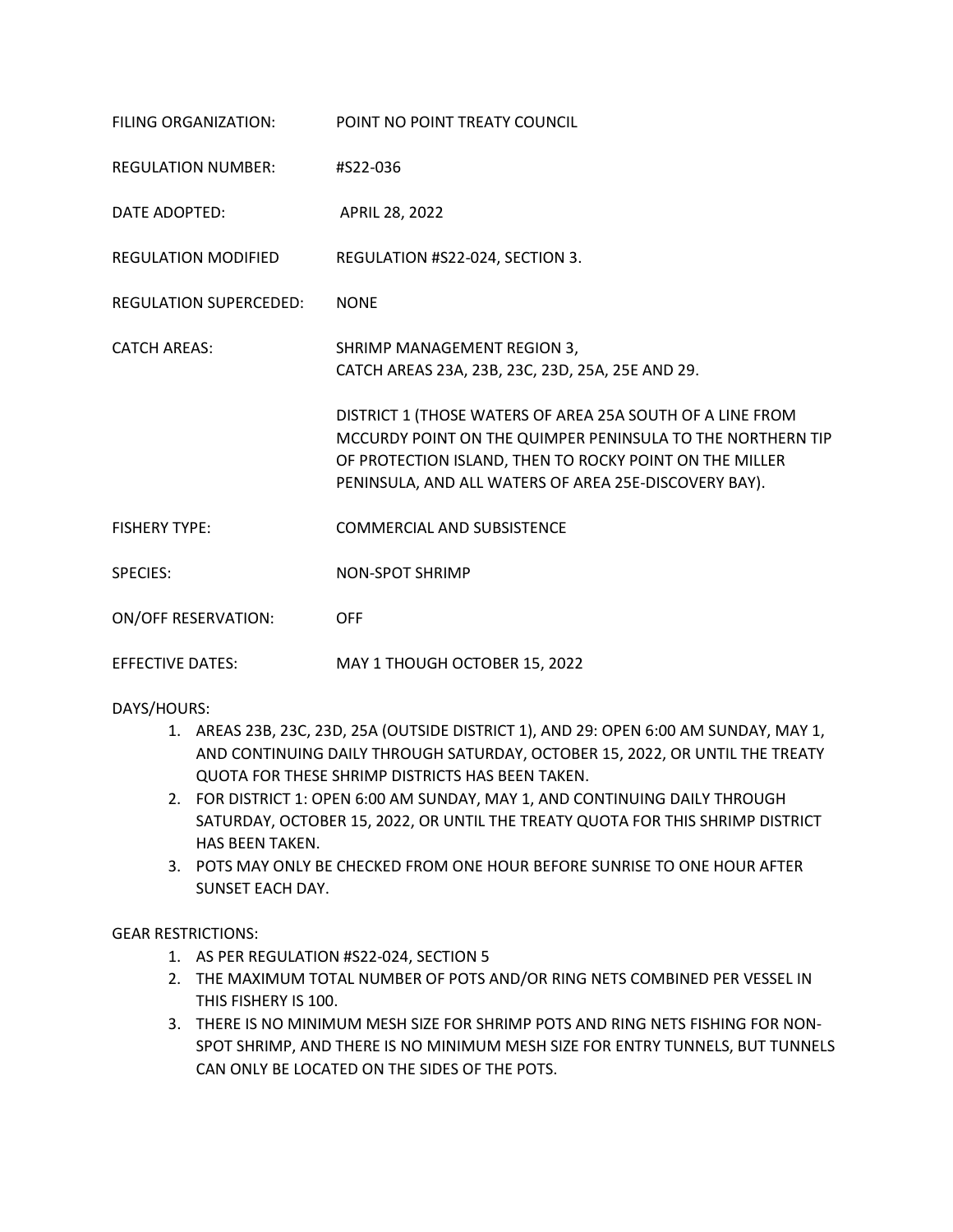FILING ORGANIZATION: POINT NO POINT TREATY COUNCIL

REGULATION NUMBER: #S22-036

DATE ADOPTED: APRIL 28, 2022

REGULATION MODIFIED REGULATION #S22-024, SECTION 3.

REGULATION SUPERCEDED: NONE

CATCH AREAS: SHRIMP MANAGEMENT REGION 3, CATCH AREAS 23A, 23B, 23C, 23D, 25A, 25E AND 29.

DISTRICT 1 (THOSE WATERS OF AREA 25A SOUTH OF A LINE FROM MCCURDY POINT ON THE QUIMPER PENINSULA TO THE NORTHERN TIP OF PROTECTION ISLAND, THEN TO ROCKY POINT ON THE MILLER PENINSULA, AND ALL WATERS OF AREA 25E-DISCOVERY BAY).

FISHERY TYPE: COMMERCIAL AND SUBSISTENCE

SPECIES: NON-SPOT SHRIMP

ON/OFF RESERVATION: OFF

EFFECTIVE DATES: MAY 1 THOUGH OCTOBER 15, 2022

DAYS/HOURS:

1. AREAS 23B, 23C, 23D, 25A (OUTSIDE DISTRICT 1), AND 29: OPEN 6:00 AM SUNDAY, MAY 1, AND CONTINUING DAILY THROUGH SATURDAY, OCTOBER 15, 2022, OR UNTIL THE TREATY QUOTA FOR THESE SHRIMP DISTRICTS HAS BEEN TAKEN.
2. FOR DISTRICT 1: OPEN 6:00 AM SUNDAY, MAY 1, AND CONTINUING DAILY THROUGH SATURDAY, OCTOBER 15, 2022, OR UNTIL THE TREATY QUOTA FOR THIS SHRIMP DISTRICT HAS BEEN TAKEN.
3. POTS MAY ONLY BE CHECKED FROM ONE HOUR BEFORE SUNRISE TO ONE HOUR AFTER SUNSET EACH DAY.

GEAR RESTRICTIONS:

1. AS PER REGULATION #S22-024, SECTION 5
2. THE MAXIMUM TOTAL NUMBER OF POTS AND/OR RING NETS COMBINED PER VESSEL IN THIS FISHERY IS 100.
3. THERE IS NO MINIMUM MESH SIZE FOR SHRIMP POTS AND RING NETS FISHING FOR NON-SPOT SHRIMP, AND THERE IS NO MINIMUM MESH SIZE FOR ENTRY TUNNELS, BUT TUNNELS CAN ONLY BE LOCATED ON THE SIDES OF THE POTS.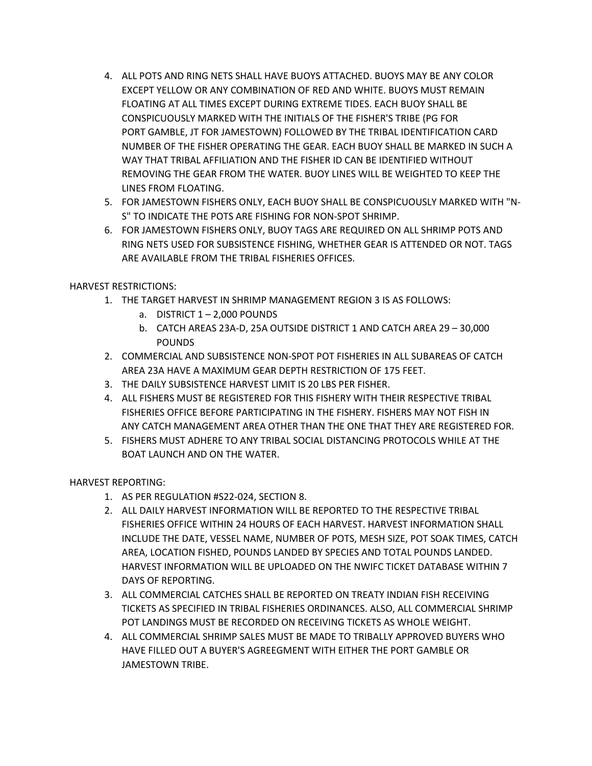4. ALL POTS AND RING NETS SHALL HAVE BUOYS ATTACHED. BUOYS MAY BE ANY COLOR EXCEPT YELLOW OR ANY COMBINATION OF RED AND WHITE. BUOYS MUST REMAIN FLOATING AT ALL TIMES EXCEPT DURING EXTREME TIDES. EACH BUOY SHALL BE CONSPICUOUSLY MARKED WITH THE INITIALS OF THE FISHER'S TRIBE (PG FOR PORT GAMBLE, JT FOR JAMESTOWN) FOLLOWED BY THE TRIBAL IDENTIFICATION CARD NUMBER OF THE FISHER OPERATING THE GEAR. EACH BUOY SHALL BE MARKED IN SUCH A WAY THAT TRIBAL AFFILIATION AND THE FISHER ID CAN BE IDENTIFIED WITHOUT REMOVING THE GEAR FROM THE WATER. BUOY LINES WILL BE WEIGHTED TO KEEP THE LINES FROM FLOATING.
5. FOR JAMESTOWN FISHERS ONLY, EACH BUOY SHALL BE CONSPICUOUSLY MARKED WITH "N-S" TO INDICATE THE POTS ARE FISHING FOR NON-SPOT SHRIMP.
6. FOR JAMESTOWN FISHERS ONLY, BUOY TAGS ARE REQUIRED ON ALL SHRIMP POTS AND RING NETS USED FOR SUBSISTENCE FISHING, WHETHER GEAR IS ATTENDED OR NOT. TAGS ARE AVAILABLE FROM THE TRIBAL FISHERIES OFFICES.

HARVEST RESTRICTIONS:

1. THE TARGET HARVEST IN SHRIMP MANAGEMENT REGION 3 IS AS FOLLOWS:
   a. DISTRICT 1 – 2,000 POUNDS
   b. CATCH AREAS 23A-D, 25A OUTSIDE DISTRICT 1 AND CATCH AREA 29 – 30,000 POUNDS
2. COMMERCIAL AND SUBSISTENCE NON-SPOT POT FISHERIES IN ALL SUBAREAS OF CATCH AREA 23A HAVE A MAXIMUM GEAR DEPTH RESTRICTION OF 175 FEET.
3. THE DAILY SUBSISTENCE HARVEST LIMIT IS 20 LBS PER FISHER.
4. ALL FISHERS MUST BE REGISTERED FOR THIS FISHERY WITH THEIR RESPECTIVE TRIBAL FISHERIES OFFICE BEFORE PARTICIPATING IN THE FISHERY. FISHERS MAY NOT FISH IN ANY CATCH MANAGEMENT AREA OTHER THAN THE ONE THAT THEY ARE REGISTERED FOR.
5. FISHERS MUST ADHERE TO ANY TRIBAL SOCIAL DISTANCING PROTOCOLS WHILE AT THE BOAT LAUNCH AND ON THE WATER.

HARVEST REPORTING:

1. AS PER REGULATION #S22-024, SECTION 8.
2. ALL DAILY HARVEST INFORMATION WILL BE REPORTED TO THE RESPECTIVE TRIBAL FISHERIES OFFICE WITHIN 24 HOURS OF EACH HARVEST. HARVEST INFORMATION SHALL INCLUDE THE DATE, VESSEL NAME, NUMBER OF POTS, MESH SIZE, POT SOAK TIMES, CATCH AREA, LOCATION FISHED, POUNDS LANDED BY SPECIES AND TOTAL POUNDS LANDED. HARVEST INFORMATION WILL BE UPLOADED ON THE NWIFC TICKET DATABASE WITHIN 7 DAYS OF REPORTING.
3. ALL COMMERCIAL CATCHES SHALL BE REPORTED ON TREATY INDIAN FISH RECEIVING TICKETS AS SPECIFIED IN TRIBAL FISHERIES ORDINANCES. ALSO, ALL COMMERCIAL SHRIMP POT LANDINGS MUST BE RECORDED ON RECEIVING TICKETS AS WHOLE WEIGHT.
4. ALL COMMERCIAL SHRIMP SALES MUST BE MADE TO TRIBALLY APPROVED BUYERS WHO HAVE FILLED OUT A BUYER'S AGREEGMENT WITH EITHER THE PORT GAMBLE OR JAMESTOWN TRIBE.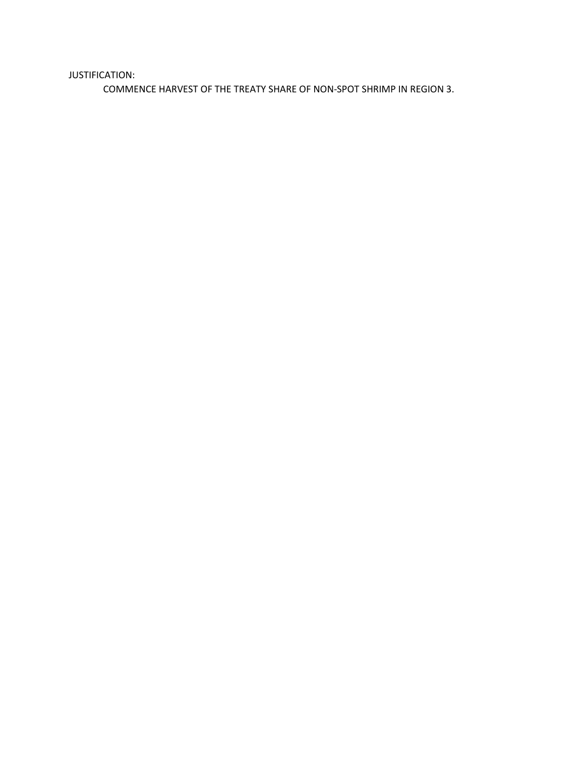JUSTIFICATION:

COMMENCE HARVEST OF THE TREATY SHARE OF NON-SPOT SHRIMP IN REGION 3.